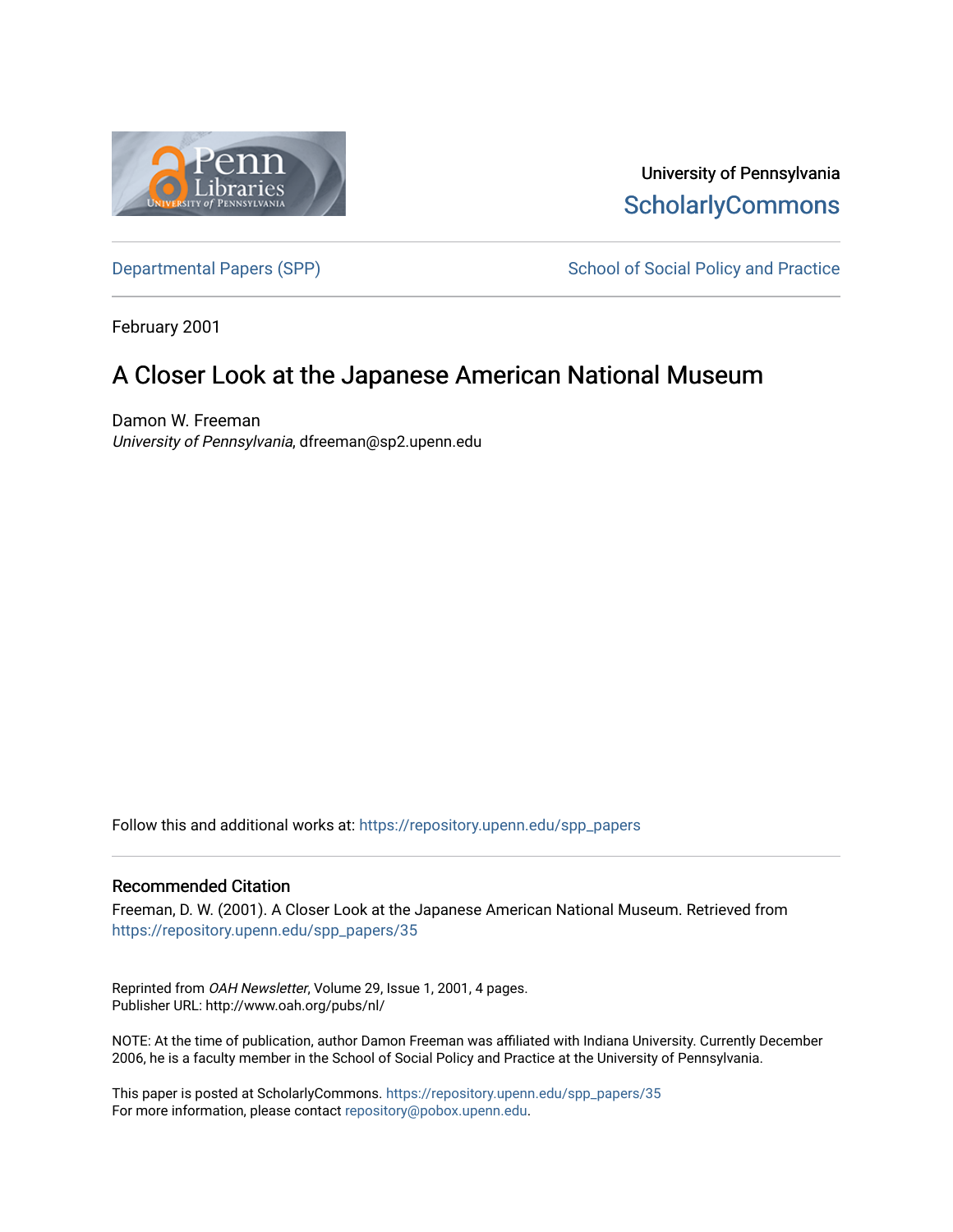University of Pennsylvania
ScholarlyCommons

Departmental Papers (SPP) | School of Social Policy and Practice

February 2001

# A Closer Look at the Japanese American National Museum

Damon W. Freeman
*University of Pennsylvania*, dfreeman@sp2.upenn.edu

Follow this and additional works at: https://repository.upenn.edu/spp_papers

## Recommended Citation

Freeman, D. W. (2001). A Closer Look at the Japanese American National Museum. Retrieved from https://repository.upenn.edu/spp_papers/35

Reprinted from *OAH Newsletter*, Volume 29, Issue 1, 2001, 4 pages.
Publisher URL: http://www.oah.org/pubs/nl/

NOTE: At the time of publication, author Damon Freeman was affiliated with Indiana University. Currently December 2006, he is a faculty member in the School of Social Policy and Practice at the University of Pennsylvania.

This paper is posted at ScholarlyCommons. https://repository.upenn.edu/spp_papers/35
For more information, please contact repository@pobox.upenn.edu.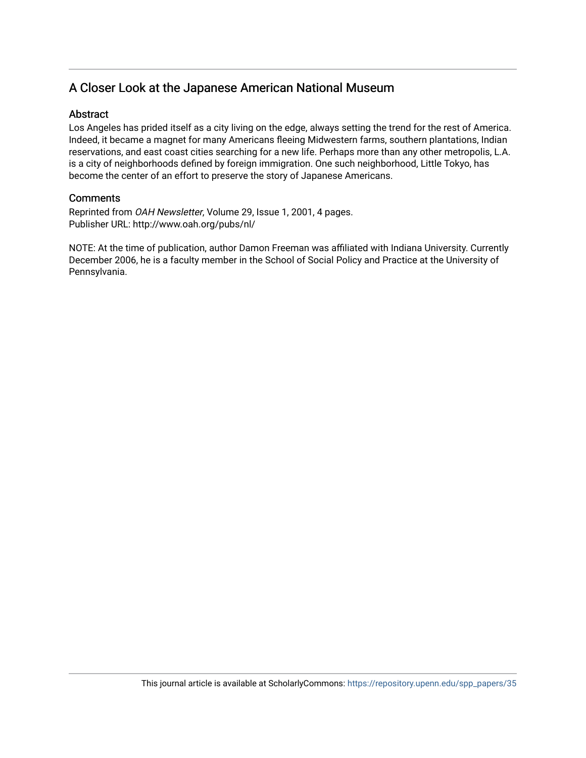## A Closer Look at the Japanese American National Museum

### Abstract

Los Angeles has prided itself as a city living on the edge, always setting the trend for the rest of America. Indeed, it became a magnet for many Americans fleeing Midwestern farms, southern plantations, Indian reservations, and east coast cities searching for a new life. Perhaps more than any other metropolis, L.A. is a city of neighborhoods defined by foreign immigration. One such neighborhood, Little Tokyo, has become the center of an effort to preserve the story of Japanese Americans.

### Comments

Reprinted from *OAH Newsletter*, Volume 29, Issue 1, 2001, 4 pages.
Publisher URL: http://www.oah.org/pubs/nl/

NOTE: At the time of publication, author Damon Freeman was affiliated with Indiana University. Currently December 2006, he is a faculty member in the School of Social Policy and Practice at the University of Pennsylvania.

This journal article is available at ScholarlyCommons: https://repository.upenn.edu/spp_papers/35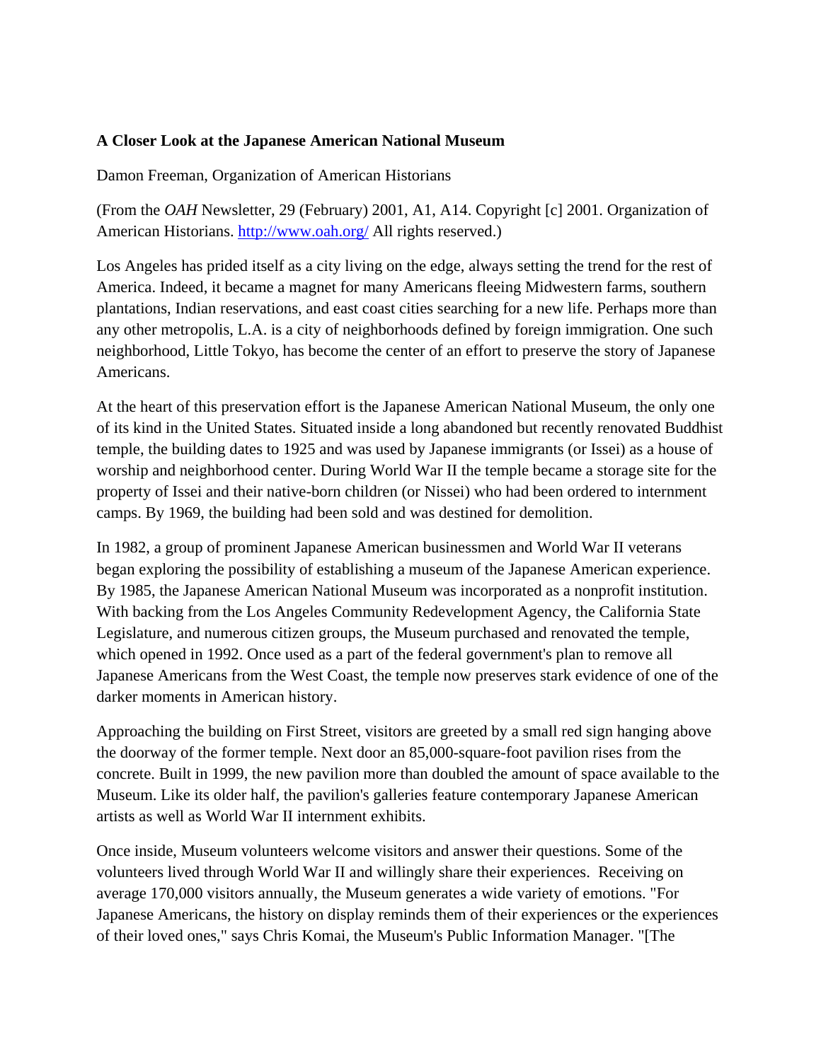**A Closer Look at the Japanese American National Museum**

Damon Freeman, Organization of American Historians

(From the *OAH* Newsletter, 29 (February) 2001, A1, A14. Copyright [c] 2001. Organization of American Historians. http://www.oah.org/ All rights reserved.)

Los Angeles has prided itself as a city living on the edge, always setting the trend for the rest of America. Indeed, it became a magnet for many Americans fleeing Midwestern farms, southern plantations, Indian reservations, and east coast cities searching for a new life. Perhaps more than any other metropolis, L.A. is a city of neighborhoods defined by foreign immigration. One such neighborhood, Little Tokyo, has become the center of an effort to preserve the story of Japanese Americans.

At the heart of this preservation effort is the Japanese American National Museum, the only one of its kind in the United States. Situated inside a long abandoned but recently renovated Buddhist temple, the building dates to 1925 and was used by Japanese immigrants (or Issei) as a house of worship and neighborhood center. During World War II the temple became a storage site for the property of Issei and their native-born children (or Nissei) who had been ordered to internment camps. By 1969, the building had been sold and was destined for demolition.

In 1982, a group of prominent Japanese American businessmen and World War II veterans began exploring the possibility of establishing a museum of the Japanese American experience. By 1985, the Japanese American National Museum was incorporated as a nonprofit institution. With backing from the Los Angeles Community Redevelopment Agency, the California State Legislature, and numerous citizen groups, the Museum purchased and renovated the temple, which opened in 1992. Once used as a part of the federal government's plan to remove all Japanese Americans from the West Coast, the temple now preserves stark evidence of one of the darker moments in American history.

Approaching the building on First Street, visitors are greeted by a small red sign hanging above the doorway of the former temple. Next door an 85,000-square-foot pavilion rises from the concrete. Built in 1999, the new pavilion more than doubled the amount of space available to the Museum. Like its older half, the pavilion's galleries feature contemporary Japanese American artists as well as World War II internment exhibits.

Once inside, Museum volunteers welcome visitors and answer their questions. Some of the volunteers lived through World War II and willingly share their experiences. Receiving on average 170,000 visitors annually, the Museum generates a wide variety of emotions. "For Japanese Americans, the history on display reminds them of their experiences or the experiences of their loved ones," says Chris Komai, the Museum's Public Information Manager. "[The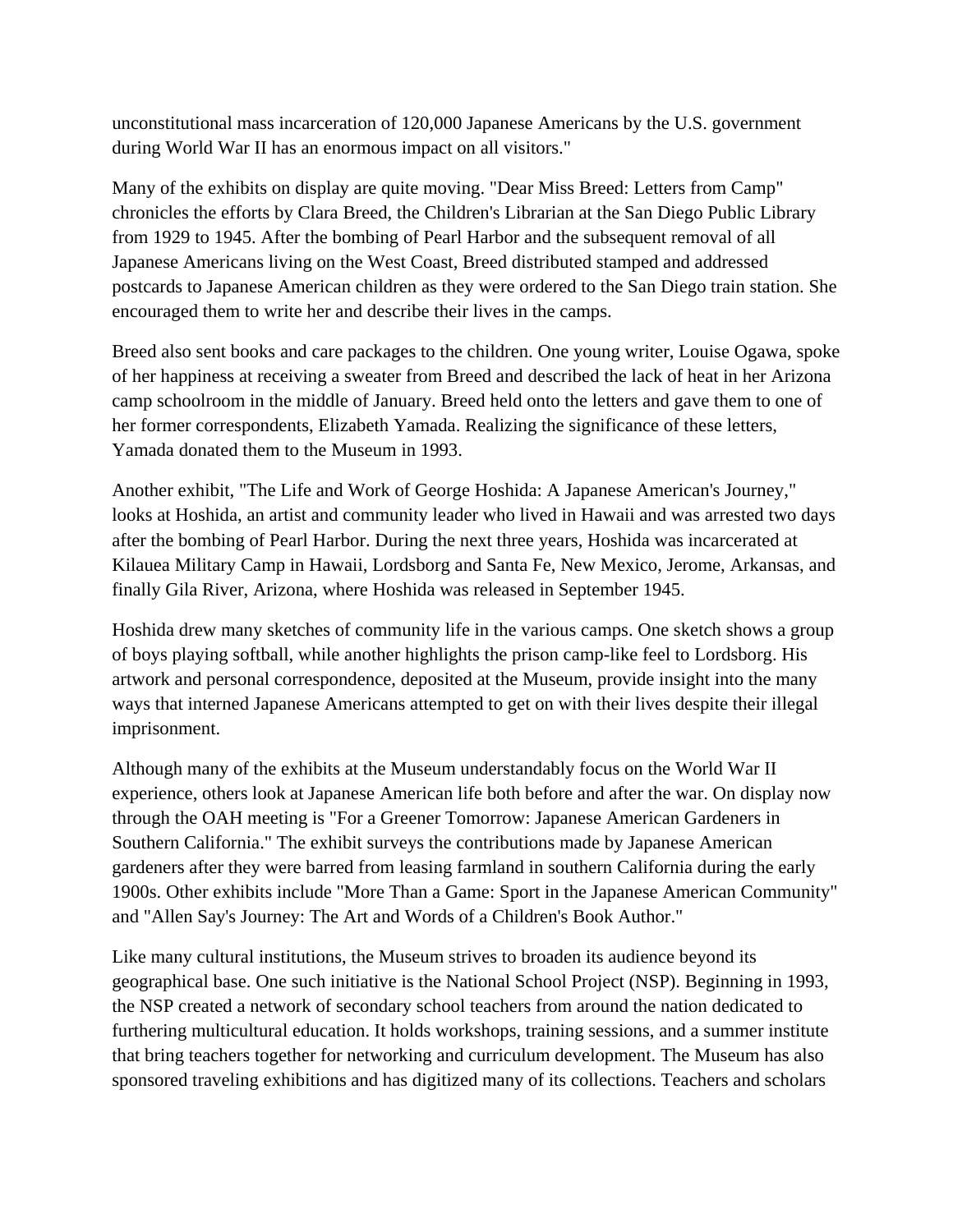unconstitutional mass incarceration of 120,000 Japanese Americans by the U.S. government during World War II has an enormous impact on all visitors."

Many of the exhibits on display are quite moving. "Dear Miss Breed: Letters from Camp" chronicles the efforts by Clara Breed, the Children's Librarian at the San Diego Public Library from 1929 to 1945. After the bombing of Pearl Harbor and the subsequent removal of all Japanese Americans living on the West Coast, Breed distributed stamped and addressed postcards to Japanese American children as they were ordered to the San Diego train station. She encouraged them to write her and describe their lives in the camps.

Breed also sent books and care packages to the children. One young writer, Louise Ogawa, spoke of her happiness at receiving a sweater from Breed and described the lack of heat in her Arizona camp schoolroom in the middle of January. Breed held onto the letters and gave them to one of her former correspondents, Elizabeth Yamada. Realizing the significance of these letters, Yamada donated them to the Museum in 1993.

Another exhibit, "The Life and Work of George Hoshida: A Japanese American's Journey," looks at Hoshida, an artist and community leader who lived in Hawaii and was arrested two days after the bombing of Pearl Harbor. During the next three years, Hoshida was incarcerated at Kilauea Military Camp in Hawaii, Lordsborg and Santa Fe, New Mexico, Jerome, Arkansas, and finally Gila River, Arizona, where Hoshida was released in September 1945.

Hoshida drew many sketches of community life in the various camps. One sketch shows a group of boys playing softball, while another highlights the prison camp-like feel to Lordsborg. His artwork and personal correspondence, deposited at the Museum, provide insight into the many ways that interned Japanese Americans attempted to get on with their lives despite their illegal imprisonment.

Although many of the exhibits at the Museum understandably focus on the World War II experience, others look at Japanese American life both before and after the war. On display now through the OAH meeting is "For a Greener Tomorrow: Japanese American Gardeners in Southern California." The exhibit surveys the contributions made by Japanese American gardeners after they were barred from leasing farmland in southern California during the early 1900s. Other exhibits include "More Than a Game: Sport in the Japanese American Community" and "Allen Say's Journey: The Art and Words of a Children's Book Author."

Like many cultural institutions, the Museum strives to broaden its audience beyond its geographical base. One such initiative is the National School Project (NSP). Beginning in 1993, the NSP created a network of secondary school teachers from around the nation dedicated to furthering multicultural education. It holds workshops, training sessions, and a summer institute that bring teachers together for networking and curriculum development. The Museum has also sponsored traveling exhibitions and has digitized many of its collections. Teachers and scholars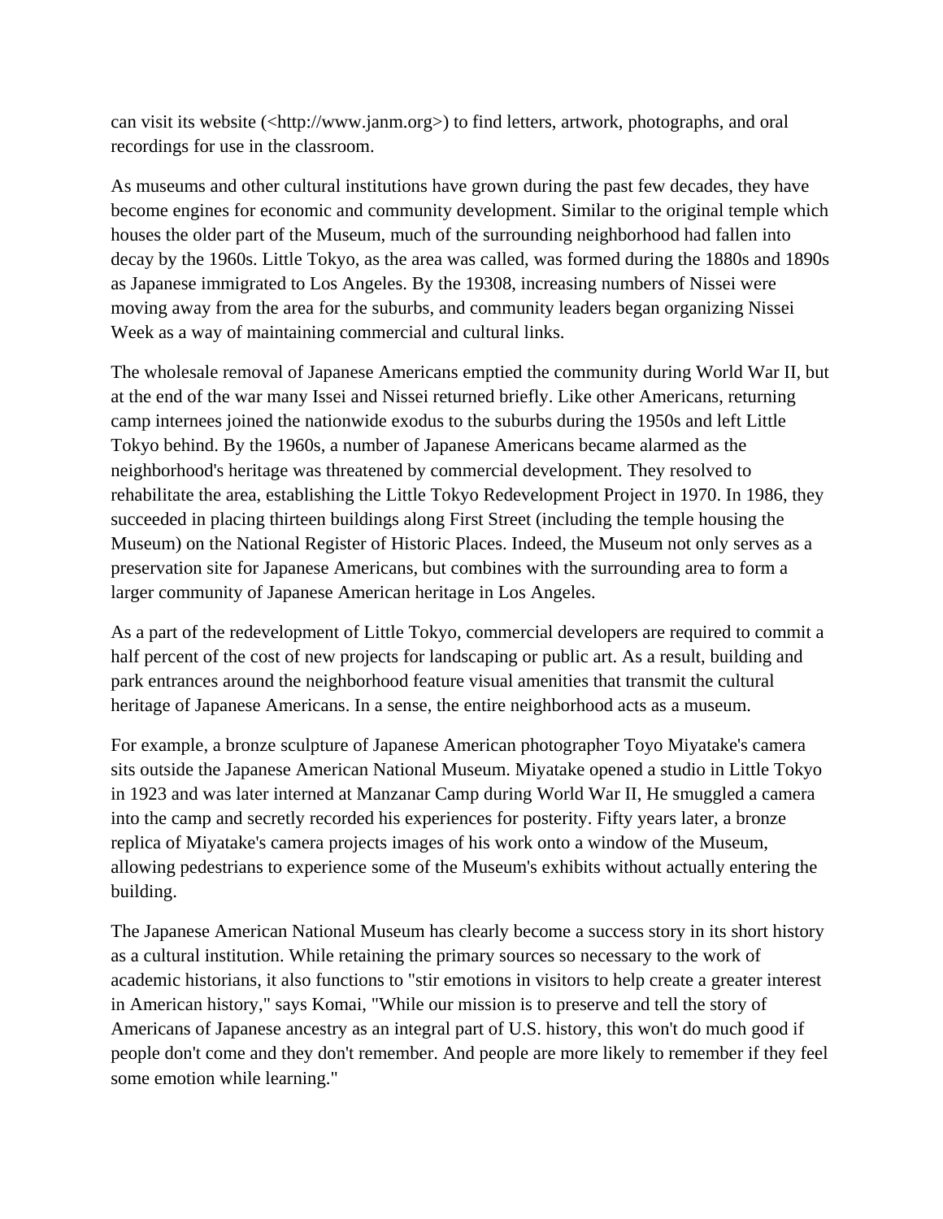can visit its website (<http://www.janm.org>) to find letters, artwork, photographs, and oral recordings for use in the classroom.

As museums and other cultural institutions have grown during the past few decades, they have become engines for economic and community development. Similar to the original temple which houses the older part of the Museum, much of the surrounding neighborhood had fallen into decay by the 1960s. Little Tokyo, as the area was called, was formed during the 1880s and 1890s as Japanese immigrated to Los Angeles. By the 19308, increasing numbers of Nissei were moving away from the area for the suburbs, and community leaders began organizing Nissei Week as a way of maintaining commercial and cultural links.

The wholesale removal of Japanese Americans emptied the community during World War II, but at the end of the war many Issei and Nissei returned briefly. Like other Americans, returning camp internees joined the nationwide exodus to the suburbs during the 1950s and left Little Tokyo behind. By the 1960s, a number of Japanese Americans became alarmed as the neighborhood's heritage was threatened by commercial development. They resolved to rehabilitate the area, establishing the Little Tokyo Redevelopment Project in 1970. In 1986, they succeeded in placing thirteen buildings along First Street (including the temple housing the Museum) on the National Register of Historic Places. Indeed, the Museum not only serves as a preservation site for Japanese Americans, but combines with the surrounding area to form a larger community of Japanese American heritage in Los Angeles.

As a part of the redevelopment of Little Tokyo, commercial developers are required to commit a half percent of the cost of new projects for landscaping or public art. As a result, building and park entrances around the neighborhood feature visual amenities that transmit the cultural heritage of Japanese Americans. In a sense, the entire neighborhood acts as a museum.

For example, a bronze sculpture of Japanese American photographer Toyo Miyatake's camera sits outside the Japanese American National Museum. Miyatake opened a studio in Little Tokyo in 1923 and was later interned at Manzanar Camp during World War II, He smuggled a camera into the camp and secretly recorded his experiences for posterity. Fifty years later, a bronze replica of Miyatake's camera projects images of his work onto a window of the Museum, allowing pedestrians to experience some of the Museum's exhibits without actually entering the building.

The Japanese American National Museum has clearly become a success story in its short history as a cultural institution. While retaining the primary sources so necessary to the work of academic historians, it also functions to "stir emotions in visitors to help create a greater interest in American history," says Komai, "While our mission is to preserve and tell the story of Americans of Japanese ancestry as an integral part of U.S. history, this won't do much good if people don't come and they don't remember. And people are more likely to remember if they feel some emotion while learning."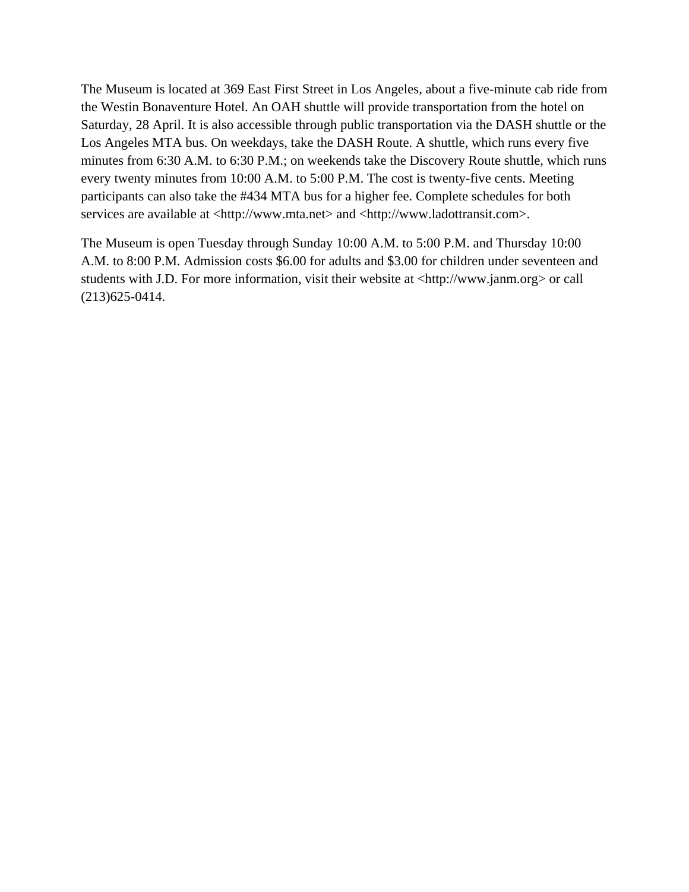The Museum is located at 369 East First Street in Los Angeles, about a five-minute cab ride from the Westin Bonaventure Hotel. An OAH shuttle will provide transportation from the hotel on Saturday, 28 April. It is also accessible through public transportation via the DASH shuttle or the Los Angeles MTA bus. On weekdays, take the DASH Route. A shuttle, which runs every five minutes from 6:30 A.M. to 6:30 P.M.; on weekends take the Discovery Route shuttle, which runs every twenty minutes from 10:00 A.M. to 5:00 P.M. The cost is twenty-five cents. Meeting participants can also take the #434 MTA bus for a higher fee. Complete schedules for both services are available at <http://www.mta.net> and <http://www.ladottransit.com>.

The Museum is open Tuesday through Sunday 10:00 A.M. to 5:00 P.M. and Thursday 10:00 A.M. to 8:00 P.M. Admission costs $6.00 for adults and $3.00 for children under seventeen and students with J.D. For more information, visit their website at <http://www.janm.org> or call (213)625-0414.